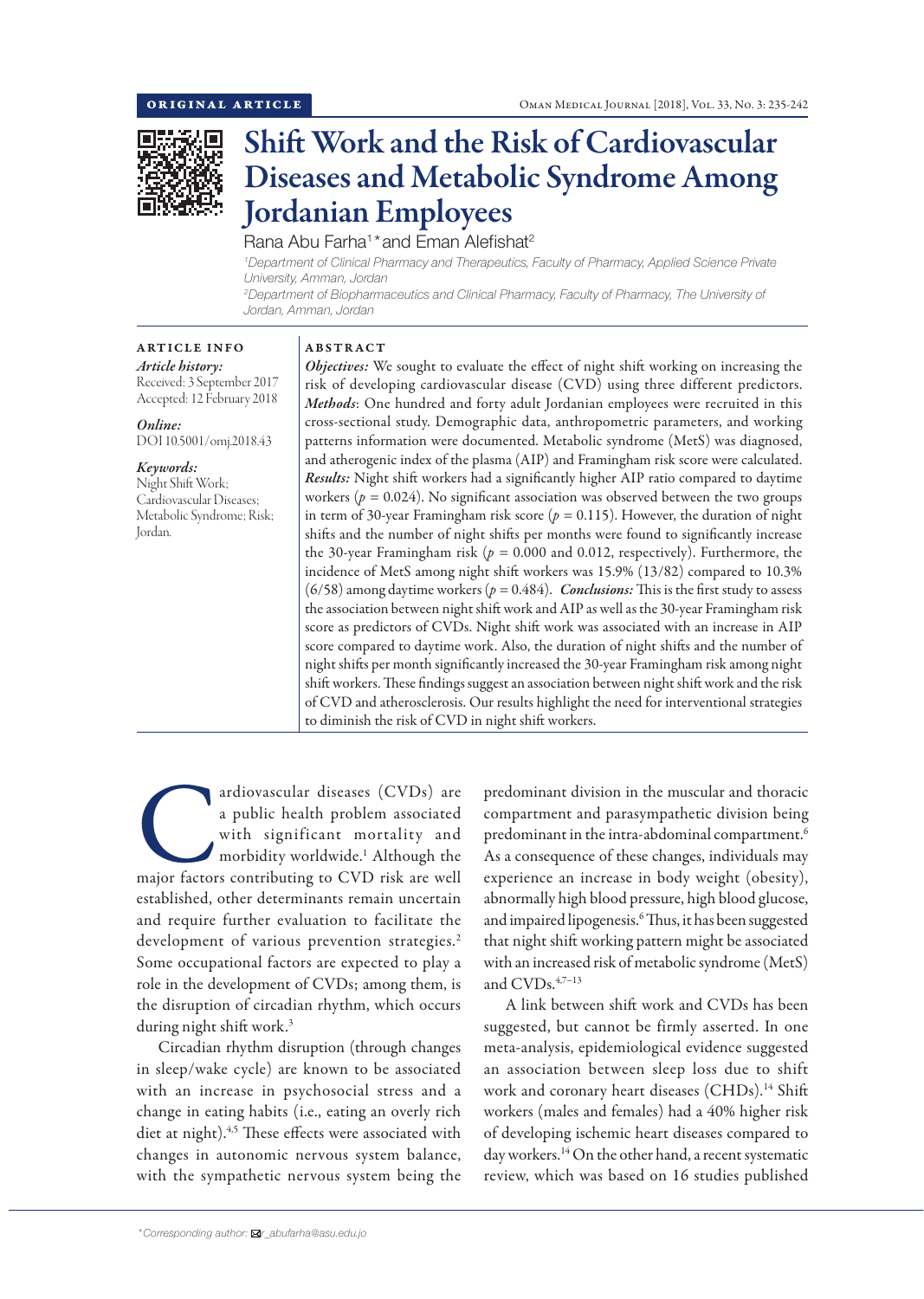ORIGINAL ARTICLE

# Shift Work and the Risk of Cardiovascular Diseases and Metabolic Syndrome Among Jordanian Employees

Rana Abu Farha[1]* and Eman Alefishat[2]

[1]Department of Clinical Pharmacy and Therapeutics, Faculty of Pharmacy, Applied Science Private University, Amman, Jordan

[2]Department of Biopharmaceutics and Clinical Pharmacy, Faculty of Pharmacy, The University of Jordan, Amman, Jordan

## ARTICLE INFO

*Article history:*
Received: 3 September 2017
Accepted: 12 February 2018

*Online:*
DOI 10.5001/omj.2018.43

*Keywords:*
Night Shift Work; Cardiovascular Diseases; Metabolic Syndrome; Risk; Jordan.

## ABSTRACT

***Objectives:*** We sought to evaluate the effect of night shift working on increasing the risk of developing cardiovascular disease (CVD) using three different predictors. ***Methods***: One hundred and forty adult Jordanian employees were recruited in this cross-sectional study. Demographic data, anthropometric parameters, and working patterns information were documented. Metabolic syndrome (MetS) was diagnosed, and atherogenic index of the plasma (AIP) and Framingham risk score were calculated. ***Results:*** Night shift workers had a significantly higher AIP ratio compared to daytime workers ($p = 0.024$). No significant association was observed between the two groups in term of 30-year Framingham risk score ($p = 0.115$). However, the duration of night shifts and the number of night shifts per months were found to significantly increase the 30-year Framingham risk ($p = 0.000$ and 0.012, respectively). Furthermore, the incidence of MetS among night shift workers was 15.9% (13/82) compared to 10.3% (6/58) among daytime workers ($p = 0.484$). ***Conclusions:*** This is the first study to assess the association between night shift work and AIP as well as the 30-year Framingham risk score as predictors of CVDs. Night shift work was associated with an increase in AIP score compared to daytime work. Also, the duration of night shifts and the number of night shifts per month significantly increased the 30-year Framingham risk among night shift workers. These findings suggest an association between night shift work and the risk of CVD and atherosclerosis. Our results highlight the need for interventional strategies to diminish the risk of CVD in night shift workers.

Cardiovascular diseases (CVDs) are a public health problem associated with significant mortality and morbidity worldwide.[1] Although the major factors contributing to CVD risk are well established, other determinants remain uncertain and require further evaluation to facilitate the development of various prevention strategies.[2] Some occupational factors are expected to play a role in the development of CVDs; among them, is the disruption of circadian rhythm, which occurs during night shift work.[3]

Circadian rhythm disruption (through changes in sleep/wake cycle) are known to be associated with an increase in psychosocial stress and a change in eating habits (i.e., eating an overly rich diet at night).[4,5] These effects were associated with changes in autonomic nervous system balance, with the sympathetic nervous system being the predominant division in the muscular and thoracic compartment and parasympathetic division being predominant in the intra-abdominal compartment.[6] As a consequence of these changes, individuals may experience an increase in body weight (obesity), abnormally high blood pressure, high blood glucose, and impaired lipogenesis.[6] Thus, it has been suggested that night shift working pattern might be associated with an increased risk of metabolic syndrome (MetS) and CVDs.[4,7–13]

A link between shift work and CVDs has been suggested, but cannot be firmly asserted. In one meta-analysis, epidemiological evidence suggested an association between sleep loss due to shift work and coronary heart diseases (CHDs).[14] Shift workers (males and females) had a 40% higher risk of developing ischemic heart diseases compared to day workers.[14] On the other hand, a recent systematic review, which was based on 16 studies published

*Corresponding author: r_abufarha@asu.edu.jo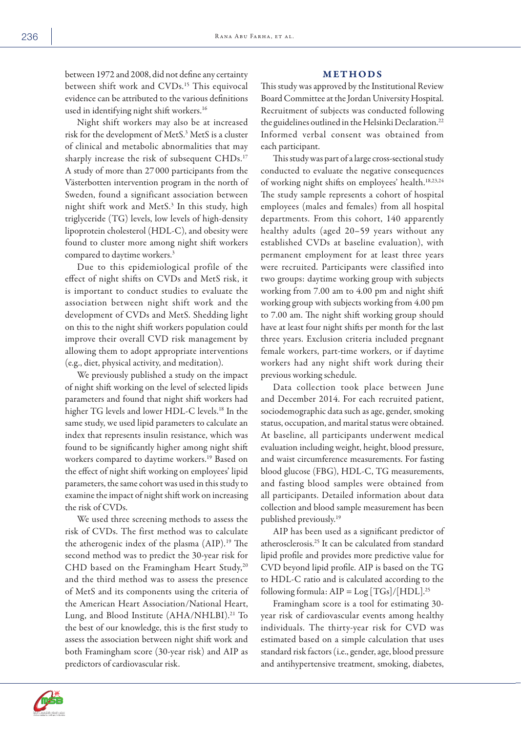between 1972 and 2008, did not define any certainty between shift work and CVDs.[15] This equivocal evidence can be attributed to the various definitions used in identifying night shift workers.[16]

Night shift workers may also be at increased risk for the development of MetS.[3] MetS is a cluster of clinical and metabolic abnormalities that may sharply increase the risk of subsequent CHDs.[17] A study of more than 27 000 participants from the Västerbotten intervention program in the north of Sweden, found a significant association between night shift work and MetS.[3] In this study, high triglyceride (TG) levels, low levels of high-density lipoprotein cholesterol (HDL-C), and obesity were found to cluster more among night shift workers compared to daytime workers.[3]

Due to this epidemiological profile of the effect of night shifts on CVDs and MetS risk, it is important to conduct studies to evaluate the association between night shift work and the development of CVDs and MetS. Shedding light on this to the night shift workers population could improve their overall CVD risk management by allowing them to adopt appropriate interventions (e.g., diet, physical activity, and meditation).

We previously published a study on the impact of night shift working on the level of selected lipids parameters and found that night shift workers had higher TG levels and lower HDL-C levels.[18] In the same study, we used lipid parameters to calculate an index that represents insulin resistance, which was found to be significantly higher among night shift workers compared to daytime workers.[19] Based on the effect of night shift working on employees' lipid parameters, the same cohort was used in this study to examine the impact of night shift work on increasing the risk of CVDs.

We used three screening methods to assess the risk of CVDs. The first method was to calculate the atherogenic index of the plasma (AIP).[19] The second method was to predict the 30-year risk for CHD based on the Framingham Heart Study,[20] and the third method was to assess the presence of MetS and its components using the criteria of the American Heart Association/National Heart, Lung, and Blood Institute (AHA/NHLBI).[21] To the best of our knowledge, this is the first study to assess the association between night shift work and both Framingham score (30-year risk) and AIP as predictors of cardiovascular risk.

## METHODS

This study was approved by the Institutional Review Board Committee at the Jordan University Hospital. Recruitment of subjects was conducted following the guidelines outlined in the Helsinki Declaration.[22] Informed verbal consent was obtained from each participant.

This study was part of a large cross-sectional study conducted to evaluate the negative consequences of working night shifts on employees' health.[18,23,24] The study sample represents a cohort of hospital employees (males and females) from all hospital departments. From this cohort, 140 apparently healthy adults (aged 20–59 years without any established CVDs at baseline evaluation), with permanent employment for at least three years were recruited. Participants were classified into two groups: daytime working group with subjects working from 7.00 am to 4.00 pm and night shift working group with subjects working from 4.00 pm to 7.00 am. The night shift working group should have at least four night shifts per month for the last three years. Exclusion criteria included pregnant female workers, part-time workers, or if daytime workers had any night shift work during their previous working schedule.

Data collection took place between June and December 2014. For each recruited patient, sociodemographic data such as age, gender, smoking status, occupation, and marital status were obtained. At baseline, all participants underwent medical evaluation including weight, height, blood pressure, and waist circumference measurements. For fasting blood glucose (FBG), HDL-C, TG measurements, and fasting blood samples were obtained from all participants. Detailed information about data collection and blood sample measurement has been published previously.[19]

AIP has been used as a significant predictor of atherosclerosis.[25] It can be calculated from standard lipid profile and provides more predictive value for CVD beyond lipid profile. AIP is based on the TG to HDL-C ratio and is calculated according to the following formula: $AIP = Log\,[TGs]/[HDL]$.[25]

Framingham score is a tool for estimating 30-year risk of cardiovascular events among healthy individuals. The thirty-year risk for CVD was estimated based on a simple calculation that uses standard risk factors (i.e., gender, age, blood pressure and antihypertensive treatment, smoking, diabetes,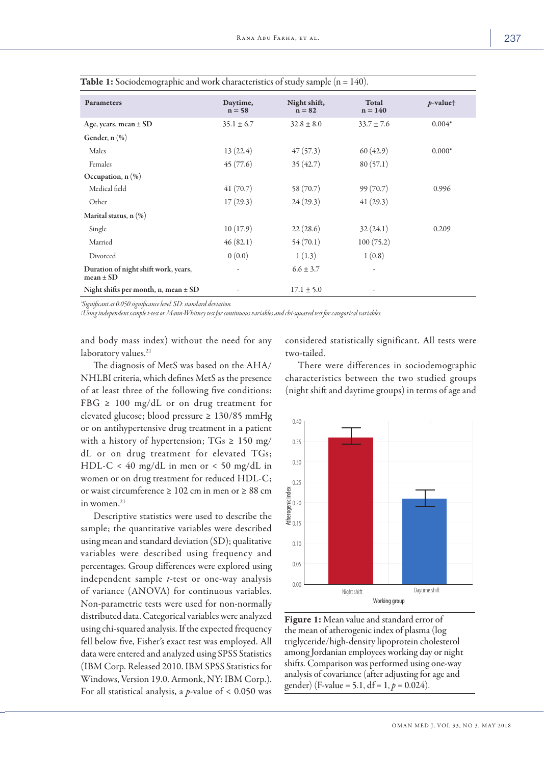**Table 1:** Sociodemographic and work characteristics of study sample (n = 140).

| Parameters | Daytime, n = 58 | Night shift, n = 82 | Total n = 140 | *p*-value† |
|---|---|---|---|---|
| Age, years, mean ± SD | 35.1 ± 6.7 | 32.8 ± 8.0 | 33.7 ± 7.6 | 0.004* |
| Gender, n (%) | | | | |
| Males | 13 (22.4) | 47 (57.3) | 60 (42.9) | 0.000* |
| Females | 45 (77.6) | 35 (42.7) | 80 (57.1) | |
| Occupation, n (%) | | | | |
| Medical field | 41 (70.7) | 58 (70.7) | 99 (70.7) | 0.996 |
| Other | 17 (29.3) | 24 (29.3) | 41 (29.3) | |
| Marital status, n (%) | | | | |
| Single | 10 (17.9) | 22 (28.6) | 32 (24.1) | 0.209 |
| Married | 46 (82.1) | 54 (70.1) | 100 (75.2) | |
| Divorced | 0 (0.0) | 1 (1.3) | 1 (0.8) | |
| Duration of night shift work, years, mean ± SD | - | 6.6 ± 3.7 | - | |
| Night shifts per month, n, mean ± SD | - | 17.1 ± 5.0 | - | |

*Significant at 0.050 significance level. SD: standard deviation.
†Using independent sample t-test or Mann-Whitney test for continuous variables and chi-squared test for categorical variables.

and body mass index) without the need for any laboratory values.[21]

The diagnosis of MetS was based on the AHA/NHLBI criteria, which defines MetS as the presence of at least three of the following five conditions: FBG ≥ 100 mg/dL or on drug treatment for elevated glucose; blood pressure ≥ 130/85 mmHg or on antihypertensive drug treatment in a patient with a history of hypertension; TGs ≥ 150 mg/dL or on drug treatment for elevated TGs; HDL-C < 40 mg/dL in men or < 50 mg/dL in women or on drug treatment for reduced HDL-C; or waist circumference ≥ 102 cm in men or ≥ 88 cm in women.[21]

Descriptive statistics were used to describe the sample; the quantitative variables were described using mean and standard deviation (SD); qualitative variables were described using frequency and percentages. Group differences were explored using independent sample *t*-test or one-way analysis of variance (ANOVA) for continuous variables. Non-parametric tests were used for non-normally distributed data. Categorical variables were analyzed using chi-squared analysis. If the expected frequency fell below five, Fisher's exact test was employed. All data were entered and analyzed using SPSS Statistics (IBM Corp. Released 2010. IBM SPSS Statistics for Windows, Version 19.0. Armonk, NY: IBM Corp.). For all statistical analysis, a *p*-value of < 0.050 was considered statistically significant. All tests were two-tailed.

There were differences in sociodemographic characteristics between the two studied groups (night shift and daytime groups) in terms of age and

**Figure 1:** Mean value and standard error of the mean of atherogenic index of plasma (log triglyceride/high-density lipoprotein cholesterol among Jordanian employees working day or night shifts. Comparison was performed using one-way analysis of covariance (after adjusting for age and gender) (F-value = 5.1, df = 1, *p* = 0.024).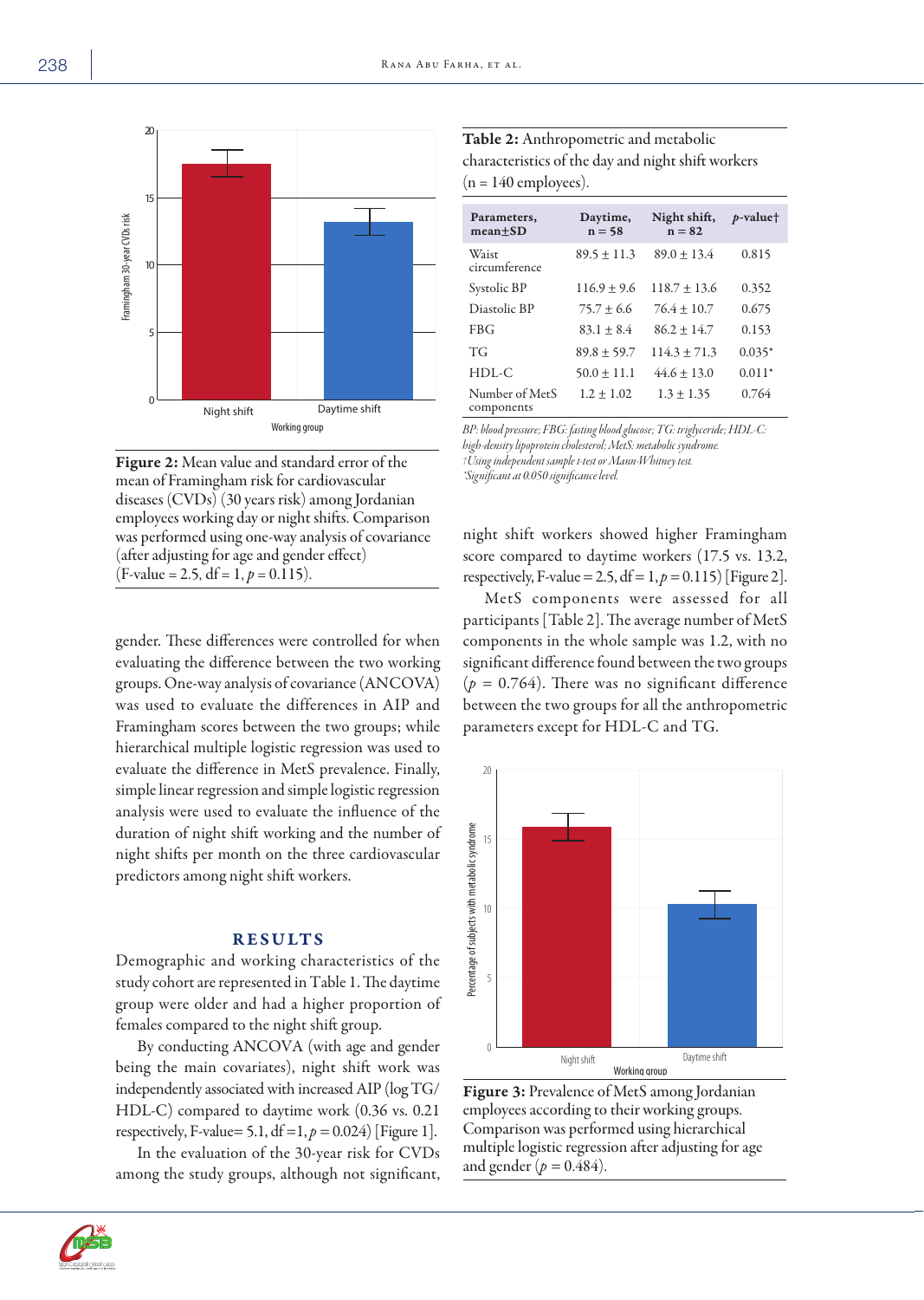Figure 2: Mean value and standard error of the mean of Framingham risk for cardiovascular diseases (CVDs) (30 years risk) among Jordanian employees working day or night shifts. Comparison was performed using one-way analysis of covariance (after adjusting for age and gender effect) (F-value = 2.5, df = 1, $p = 0.115$).

gender. These differences were controlled for when evaluating the difference between the two working groups. One-way analysis of covariance (ANCOVA) was used to evaluate the differences in AIP and Framingham scores between the two groups; while hierarchical multiple logistic regression was used to evaluate the difference in MetS prevalence. Finally, simple linear regression and simple logistic regression analysis were used to evaluate the influence of the duration of night shift working and the number of night shifts per month on the three cardiovascular predictors among night shift workers.

## RESULTS

Demographic and working characteristics of the study cohort are represented in Table 1. The daytime group were older and had a higher proportion of females compared to the night shift group.

By conducting ANCOVA (with age and gender being the main covariates), night shift work was independently associated with increased AIP (log TG/HDL-C) compared to daytime work (0.36 vs. 0.21 respectively, F-value= 5.1, df =1, $p = 0.024$) [Figure 1].

In the evaluation of the 30-year risk for CVDs among the study groups, although not significant, night shift workers showed higher Framingham score compared to daytime workers (17.5 vs. 13.2, respectively, F-value = 2.5, df = 1, $p = 0.115$) [Figure 2].

MetS components were assessed for all participants [Table 2]. The average number of MetS components in the whole sample was 1.2, with no significant difference found between the two groups ($p = 0.764$). There was no significant difference between the two groups for all the anthropometric parameters except for HDL-C and TG.

**Table 2:** Anthropometric and metabolic characteristics of the day and night shift workers (n = 140 employees).

| Parameters, mean±SD | Daytime, n = 58 | Night shift, n = 82 | *p*-value† |
|---|---|---|---|
| Waist circumference | 89.5 ± 11.3 | 89.0 ± 13.4 | 0.815 |
| Systolic BP | 116.9 ± 9.6 | 118.7 ± 13.6 | 0.352 |
| Diastolic BP | 75.7 ± 6.6 | 76.4 ± 10.7 | 0.675 |
| FBG | 83.1 ± 8.4 | 86.2 ± 14.7 | 0.153 |
| TG | 89.8 ± 59.7 | 114.3 ± 71.3 | 0.035* |
| HDL-C | 50.0 ± 11.1 | 44.6 ± 13.0 | 0.011* |
| Number of MetS components | 1.2 ± 1.02 | 1.3 ± 1.35 | 0.764 |

*BP: blood pressure; FBG: fasting blood glucose; TG: triglyceride; HDL-C: high-density lipoprotein cholesterol; MetS: metabolic syndrome.*
*†Using independent sample t-test or Mann-Whitney test.*
*\*Significant at 0.050 significance level.*

Figure 3: Prevalence of MetS among Jordanian employees according to their working groups. Comparison was performed using hierarchical multiple logistic regression after adjusting for age and gender ($p = 0.484$).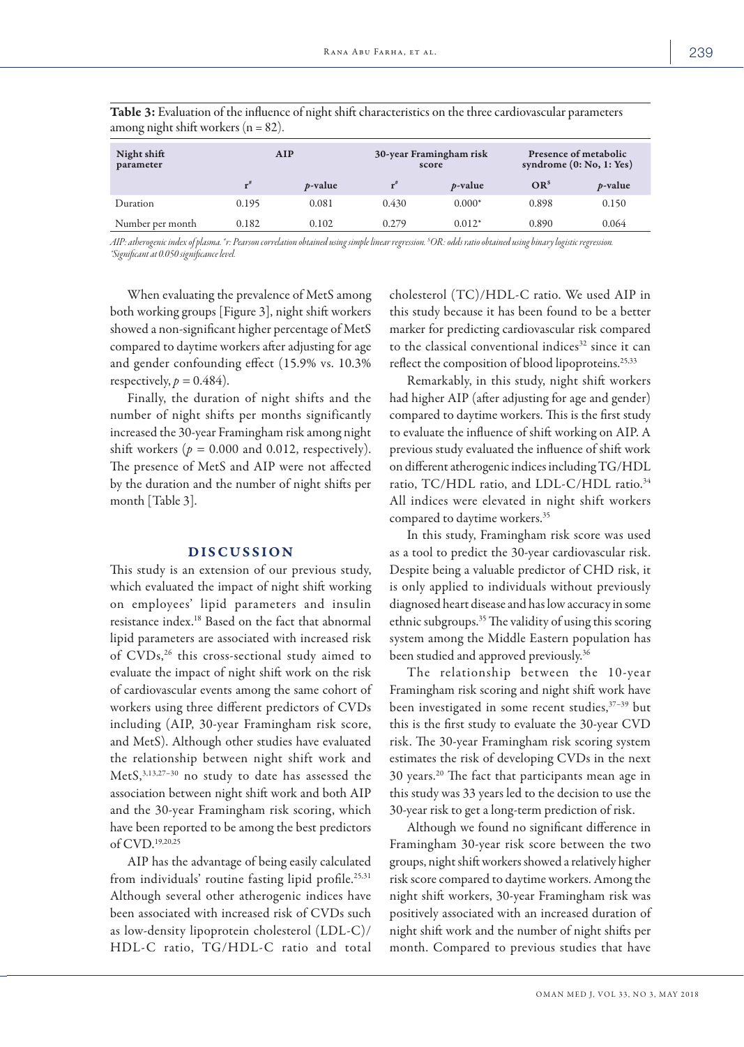**Table 3:** Evaluation of the influence of night shift characteristics on the three cardiovascular parameters among night shift workers (n = 82).

| Night shift parameter | AIP | | 30-year Framingham risk score | | Presence of metabolic syndrome (0: No, 1: Yes) | |
|---|---|---|---|---|---|---|
| | r[#] | *p*-value | r[#] | *p*-value | OR[$] | *p*-value |
| Duration | 0.195 | 0.081 | 0.430 | 0.000* | 0.898 | 0.150 |
| Number per month | 0.182 | 0.102 | 0.279 | 0.012* | 0.890 | 0.064 |

*AIP: atherogenic index of plasma. [#]r: Pearson correlation obtained using simple linear regression. [$]OR: odds ratio obtained using binary logistic regression. *Significant at 0.050 significance level.*

When evaluating the prevalence of MetS among both working groups [Figure 3], night shift workers showed a non-significant higher percentage of MetS compared to daytime workers after adjusting for age and gender confounding effect (15.9% vs. 10.3% respectively, $p = 0.484$).

Finally, the duration of night shifts and the number of night shifts per months significantly increased the 30-year Framingham risk among night shift workers ($p = 0.000$ and 0.012, respectively). The presence of MetS and AIP were not affected by the duration and the number of night shifts per month [Table 3].

## DISCUSSION

This study is an extension of our previous study, which evaluated the impact of night shift working on employees' lipid parameters and insulin resistance index.[18] Based on the fact that abnormal lipid parameters are associated with increased risk of CVDs,[26] this cross-sectional study aimed to evaluate the impact of night shift work on the risk of cardiovascular events among the same cohort of workers using three different predictors of CVDs including (AIP, 30-year Framingham risk score, and MetS). Although other studies have evaluated the relationship between night shift work and MetS,[3,13,27–30] no study to date has assessed the association between night shift work and both AIP and the 30-year Framingham risk scoring, which have been reported to be among the best predictors of CVD.[19,20,25]

AIP has the advantage of being easily calculated from individuals' routine fasting lipid profile.[25,31] Although several other atherogenic indices have been associated with increased risk of CVDs such as low-density lipoprotein cholesterol (LDL-C)/HDL-C ratio, TG/HDL-C ratio and total cholesterol (TC)/HDL-C ratio. We used AIP in this study because it has been found to be a better marker for predicting cardiovascular risk compared to the classical conventional indices[32] since it can reflect the composition of blood lipoproteins.[25,33]

Remarkably, in this study, night shift workers had higher AIP (after adjusting for age and gender) compared to daytime workers. This is the first study to evaluate the influence of shift working on AIP. A previous study evaluated the influence of shift work on different atherogenic indices including TG/HDL ratio, TC/HDL ratio, and LDL-C/HDL ratio.[34] All indices were elevated in night shift workers compared to daytime workers.[35]

In this study, Framingham risk score was used as a tool to predict the 30-year cardiovascular risk. Despite being a valuable predictor of CHD risk, it is only applied to individuals without previously diagnosed heart disease and has low accuracy in some ethnic subgroups.[35] The validity of using this scoring system among the Middle Eastern population has been studied and approved previously.[36]

The relationship between the 10-year Framingham risk scoring and night shift work have been investigated in some recent studies,[37–39] but this is the first study to evaluate the 30-year CVD risk. The 30-year Framingham risk scoring system estimates the risk of developing CVDs in the next 30 years.[20] The fact that participants mean age in this study was 33 years led to the decision to use the 30-year risk to get a long-term prediction of risk.

Although we found no significant difference in Framingham 30-year risk score between the two groups, night shift workers showed a relatively higher risk score compared to daytime workers. Among the night shift workers, 30-year Framingham risk was positively associated with an increased duration of night shift work and the number of night shifts per month. Compared to previous studies that have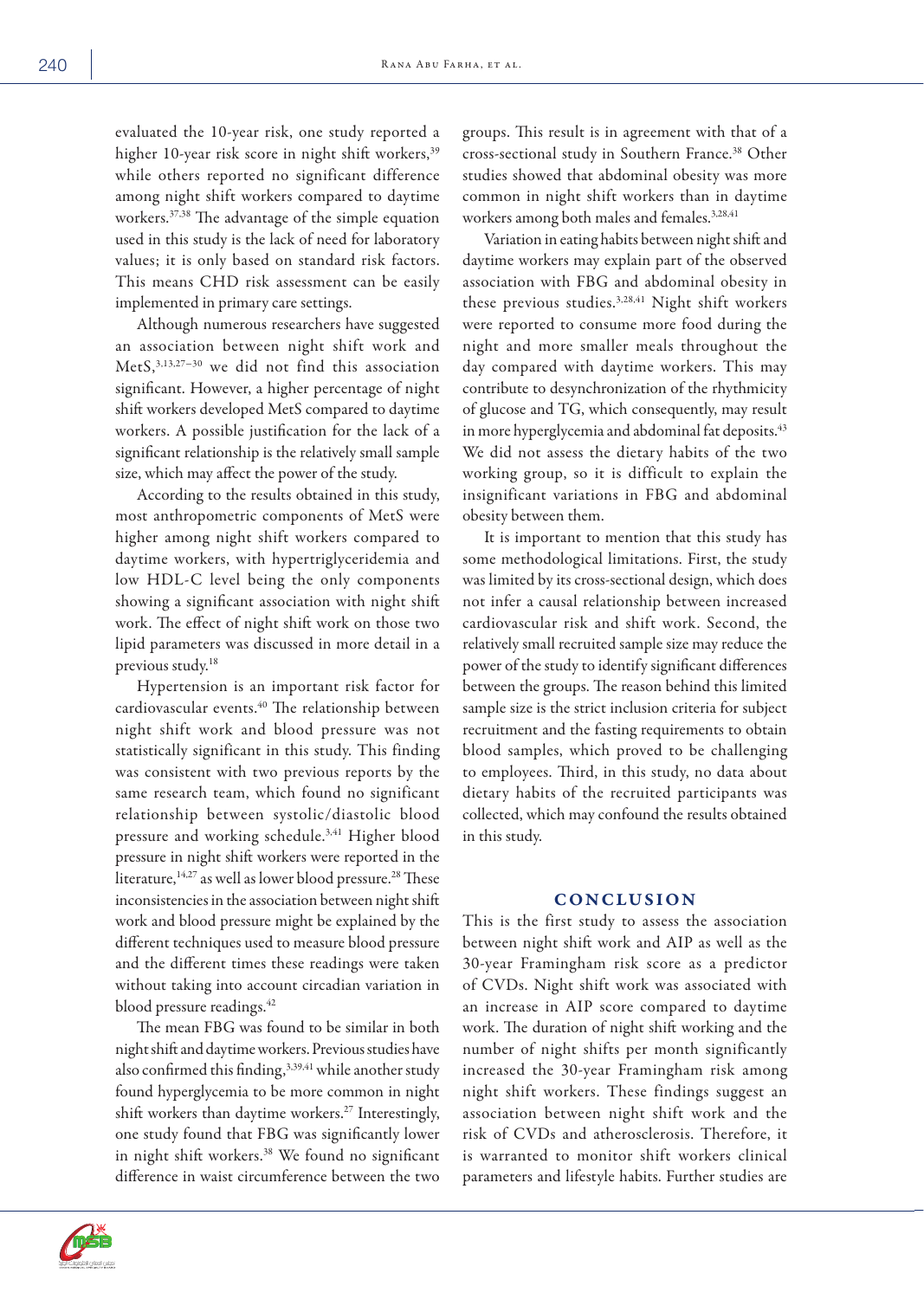evaluated the 10-year risk, one study reported a higher 10-year risk score in night shift workers,[39] while others reported no significant difference among night shift workers compared to daytime workers.[37,38] The advantage of the simple equation used in this study is the lack of need for laboratory values; it is only based on standard risk factors. This means CHD risk assessment can be easily implemented in primary care settings.

Although numerous researchers have suggested an association between night shift work and MetS,[3,13,27–30] we did not find this association significant. However, a higher percentage of night shift workers developed MetS compared to daytime workers. A possible justification for the lack of a significant relationship is the relatively small sample size, which may affect the power of the study.

According to the results obtained in this study, most anthropometric components of MetS were higher among night shift workers compared to daytime workers, with hypertriglyceridemia and low HDL-C level being the only components showing a significant association with night shift work. The effect of night shift work on those two lipid parameters was discussed in more detail in a previous study.[18]

Hypertension is an important risk factor for cardiovascular events.[40] The relationship between night shift work and blood pressure was not statistically significant in this study. This finding was consistent with two previous reports by the same research team, which found no significant relationship between systolic/diastolic blood pressure and working schedule.[3,41] Higher blood pressure in night shift workers were reported in the literature,[14,27] as well as lower blood pressure.[28] These inconsistencies in the association between night shift work and blood pressure might be explained by the different techniques used to measure blood pressure and the different times these readings were taken without taking into account circadian variation in blood pressure readings.[42]

The mean FBG was found to be similar in both night shift and daytime workers. Previous studies have also confirmed this finding,[3,39,41] while another study found hyperglycemia to be more common in night shift workers than daytime workers.[27] Interestingly, one study found that FBG was significantly lower in night shift workers.[38] We found no significant difference in waist circumference between the two groups. This result is in agreement with that of a cross-sectional study in Southern France.[38] Other studies showed that abdominal obesity was more common in night shift workers than in daytime workers among both males and females.[3,28,41]

Variation in eating habits between night shift and daytime workers may explain part of the observed association with FBG and abdominal obesity in these previous studies.[3,28,41] Night shift workers were reported to consume more food during the night and more smaller meals throughout the day compared with daytime workers. This may contribute to desynchronization of the rhythmicity of glucose and TG, which consequently, may result in more hyperglycemia and abdominal fat deposits.[43] We did not assess the dietary habits of the two working group, so it is difficult to explain the insignificant variations in FBG and abdominal obesity between them.

It is important to mention that this study has some methodological limitations. First, the study was limited by its cross-sectional design, which does not infer a causal relationship between increased cardiovascular risk and shift work. Second, the relatively small recruited sample size may reduce the power of the study to identify significant differences between the groups. The reason behind this limited sample size is the strict inclusion criteria for subject recruitment and the fasting requirements to obtain blood samples, which proved to be challenging to employees. Third, in this study, no data about dietary habits of the recruited participants was collected, which may confound the results obtained in this study.

## Conclusion

This is the first study to assess the association between night shift work and AIP as well as the 30-year Framingham risk score as a predictor of CVDs. Night shift work was associated with an increase in AIP score compared to daytime work. The duration of night shift working and the number of night shifts per month significantly increased the 30-year Framingham risk among night shift workers. These findings suggest an association between night shift work and the risk of CVDs and atherosclerosis. Therefore, it is warranted to monitor shift workers clinical parameters and lifestyle habits. Further studies are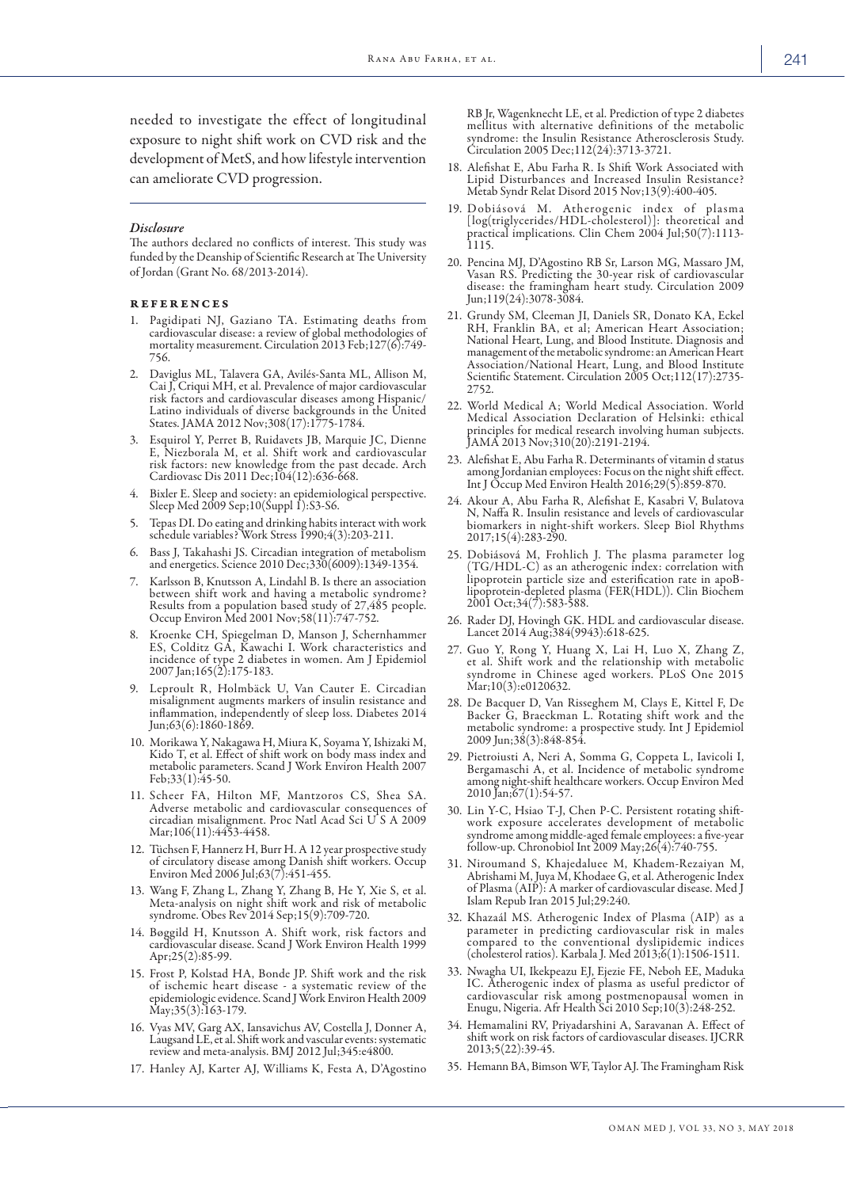needed to investigate the effect of longitudinal exposure to night shift work on CVD risk and the development of MetS, and how lifestyle intervention can ameliorate CVD progression.

### *Disclosure*

The authors declared no conflicts of interest. This study was funded by the Deanship of Scientific Research at The University of Jordan (Grant No. 68/2013-2014).

## REFERENCES

1. Pagidipati NJ, Gaziano TA. Estimating deaths from cardiovascular disease: a review of global methodologies of mortality measurement. Circulation 2013 Feb;127(6):749-756.
2. Daviglus ML, Talavera GA, Avilés-Santa ML, Allison M, Cai J, Criqui MH, et al. Prevalence of major cardiovascular risk factors and cardiovascular diseases among Hispanic/Latino individuals of diverse backgrounds in the United States. JAMA 2012 Nov;308(17):1775-1784.
3. Esquirol Y, Perret B, Ruidavets JB, Marquie JC, Dienne E, Niezborala M, et al. Shift work and cardiovascular risk factors: new knowledge from the past decade. Arch Cardiovasc Dis 2011 Dec;104(12):636-668.
4. Bixler E. Sleep and society: an epidemiological perspective. Sleep Med 2009 Sep;10(Suppl 1):S3-S6.
5. Tepas DI. Do eating and drinking habits interact with work schedule variables? Work Stress 1990;4(3):203-211.
6. Bass J, Takahashi JS. Circadian integration of metabolism and energetics. Science 2010 Dec;330(6009):1349-1354.
7. Karlsson B, Knutsson A, Lindahl B. Is there an association between shift work and having a metabolic syndrome? Results from a population based study of 27,485 people. Occup Environ Med 2001 Nov;58(11):747-752.
8. Kroenke CH, Spiegelman D, Manson J, Schernhammer ES, Colditz GA, Kawachi I. Work characteristics and incidence of type 2 diabetes in women. Am J Epidemiol 2007 Jan;165(2):175-183.
9. Leproult R, Holmbäck U, Van Cauter E. Circadian misalignment augments markers of insulin resistance and inflammation, independently of sleep loss. Diabetes 2014 Jun;63(6):1860-1869.
10. Morikawa Y, Nakagawa H, Miura K, Soyama Y, Ishizaki M, Kido T, et al. Effect of shift work on body mass index and metabolic parameters. Scand J Work Environ Health 2007 Feb;33(1):45-50.
11. Scheer FA, Hilton MF, Mantzoros CS, Shea SA. Adverse metabolic and cardiovascular consequences of circadian misalignment. Proc Natl Acad Sci U S A 2009 Mar;106(11):4453-4458.
12. Tüchsen F, Hannerz H, Burr H. A 12 year prospective study of circulatory disease among Danish shift workers. Occup Environ Med 2006 Jul;63(7):451-455.
13. Wang F, Zhang L, Zhang Y, Zhang B, He Y, Xie S, et al. Meta-analysis on night shift work and risk of metabolic syndrome. Obes Rev 2014 Sep;15(9):709-720.
14. Bøggild H, Knutsson A. Shift work, risk factors and cardiovascular disease. Scand J Work Environ Health 1999 Apr;25(2):85-99.
15. Frost P, Kolstad HA, Bonde JP. Shift work and the risk of ischemic heart disease - a systematic review of the epidemiologic evidence. Scand J Work Environ Health 2009 May;35(3):163-179.
16. Vyas MV, Garg AX, Iansavichus AV, Costella J, Donner A, Laugsand LE, et al. Shift work and vascular events: systematic review and meta-analysis. BMJ 2012 Jul;345:e4800.
17. Hanley AJ, Karter AJ, Williams K, Festa A, D'Agostino RB Jr, Wagenknecht LE, et al. Prediction of type 2 diabetes mellitus with alternative definitions of the metabolic syndrome: the Insulin Resistance Atherosclerosis Study. Circulation 2005 Dec;112(24):3713-3721.
18. Alefishat E, Abu Farha R. Is Shift Work Associated with Lipid Disturbances and Increased Insulin Resistance? Metab Syndr Relat Disord 2015 Nov;13(9):400-405.
19. Dobiásová M. Atherogenic index of plasma [log(triglycerides/HDL-cholesterol)]: theoretical and practical implications. Clin Chem 2004 Jul;50(7):1113-1115.
20. Pencina MJ, D'Agostino RB Sr, Larson MG, Massaro JM, Vasan RS. Predicting the 30-year risk of cardiovascular disease: the framingham heart study. Circulation 2009 Jun;119(24):3078-3084.
21. Grundy SM, Cleeman JI, Daniels SR, Donato KA, Eckel RH, Franklin BA, et al; American Heart Association; National Heart, Lung, and Blood Institute. Diagnosis and management of the metabolic syndrome: an American Heart Association/National Heart, Lung, and Blood Institute Scientific Statement. Circulation 2005 Oct;112(17):2735-2752.
22. World Medical A; World Medical Association. World Medical Association Declaration of Helsinki: ethical principles for medical research involving human subjects. JAMA 2013 Nov;310(20):2191-2194.
23. Alefishat E, Abu Farha R. Determinants of vitamin d status among Jordanian employees: Focus on the night shift effect. Int J Occup Med Environ Health 2016;29(5):859-870.
24. Akour A, Abu Farha R, Alefishat E, Kasabri V, Bulatova N, Naffa R. Insulin resistance and levels of cardiovascular biomarkers in night-shift workers. Sleep Biol Rhythms 2017;15(4):283-290.
25. Dobiásová M, Frohlich J. The plasma parameter log (TG/HDL-C) as an atherogenic index: correlation with lipoprotein particle size and esterification rate in apoB-lipoprotein-depleted plasma (FER(HDL)). Clin Biochem 2001 Oct;34(7):583-588.
26. Rader DJ, Hovingh GK. HDL and cardiovascular disease. Lancet 2014 Aug;384(9943):618-625.
27. Guo Y, Rong Y, Huang X, Lai H, Luo X, Zhang Z, et al. Shift work and the relationship with metabolic syndrome in Chinese aged workers. PLoS One 2015 Mar;10(3):e0120632.
28. De Bacquer D, Van Risseghem M, Clays E, Kittel F, De Backer G, Braeckman L. Rotating shift work and the metabolic syndrome: a prospective study. Int J Epidemiol 2009 Jun;38(3):848-854.
29. Pietroiusti A, Neri A, Somma G, Coppeta L, Iavicoli I, Bergamaschi A, et al. Incidence of metabolic syndrome among night-shift healthcare workers. Occup Environ Med 2010 Jan;67(1):54-57.
30. Lin Y-C, Hsiao T-J, Chen P-C. Persistent rotating shift-work exposure accelerates development of metabolic syndrome among middle-aged female employees: a five-year follow-up. Chronobiol Int 2009 May;26(4):740-755.
31. Niroumand S, Khajedaluee M, Khadem-Rezaiyan M, Abrishami M, Juya M, Khodaee G, et al. Atherogenic Index of Plasma (AIP): A marker of cardiovascular disease. Med J Islam Repub Iran 2015 Jul;29:240.
32. Khazaál MS. Atherogenic Index of Plasma (AIP) as a parameter in predicting cardiovascular risk in males compared to the conventional dyslipidemic indices (cholesterol ratios). Karbala J. Med 2013;6(1):1506-1511.
33. Nwagha UI, Ikekpeazu EJ, Ejezie FE, Neboh EE, Maduka IC. Atherogenic index of plasma as useful predictor of cardiovascular risk among postmenopausal women in Enugu, Nigeria. Afr Health Sci 2010 Sep;10(3):248-252.
34. Hemamalini RV, Priyadarshini A, Saravanan A. Effect of shift work on risk factors of cardiovascular diseases. IJCRR 2013;5(22):39-45.
35. Hemann BA, Bimson WF, Taylor AJ. The Framingham Risk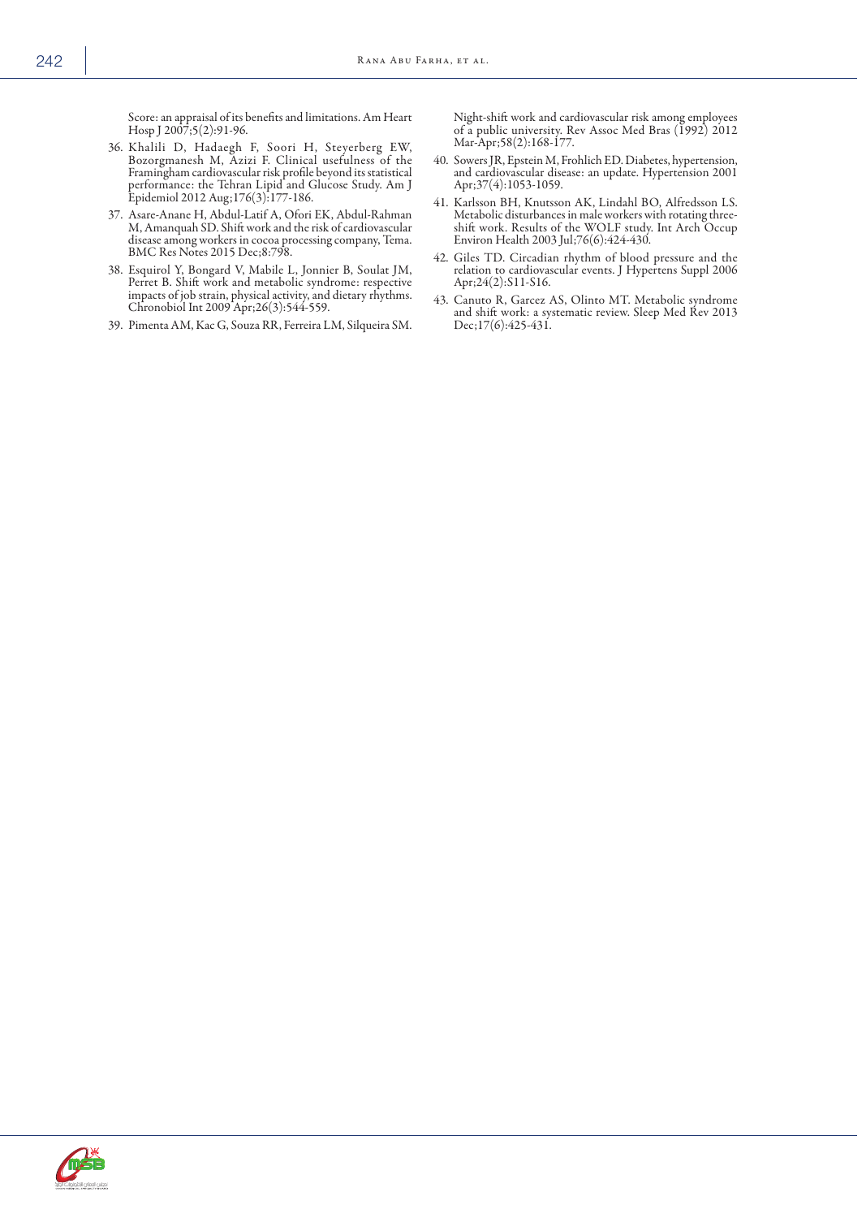Score: an appraisal of its benefits and limitations. Am Heart Hosp J 2007;5(2):91-96.

36. Khalili D, Hadaegh F, Soori H, Steyerberg EW, Bozorgmanesh M, Azizi F. Clinical usefulness of the Framingham cardiovascular risk profile beyond its statistical performance: the Tehran Lipid and Glucose Study. Am J Epidemiol 2012 Aug;176(3):177-186.
37. Asare-Anane H, Abdul-Latif A, Ofori EK, Abdul-Rahman M, Amanquah SD. Shift work and the risk of cardiovascular disease among workers in cocoa processing company, Tema. BMC Res Notes 2015 Dec;8:798.
38. Esquirol Y, Bongard V, Mabile L, Jonnier B, Soulat JM, Perret B. Shift work and metabolic syndrome: respective impacts of job strain, physical activity, and dietary rhythms. Chronobiol Int 2009 Apr;26(3):544-559.
39. Pimenta AM, Kac G, Souza RR, Ferreira LM, Silqueira SM. Night-shift work and cardiovascular risk among employees of a public university. Rev Assoc Med Bras (1992) 2012 Mar-Apr;58(2):168-177.
40. Sowers JR, Epstein M, Frohlich ED. Diabetes, hypertension, and cardiovascular disease: an update. Hypertension 2001 Apr;37(4):1053-1059.
41. Karlsson BH, Knutsson AK, Lindahl BO, Alfredsson LS. Metabolic disturbances in male workers with rotating three-shift work. Results of the WOLF study. Int Arch Occup Environ Health 2003 Jul;76(6):424-430.
42. Giles TD. Circadian rhythm of blood pressure and the relation to cardiovascular events. J Hypertens Suppl 2006 Apr;24(2):S11-S16.
43. Canuto R, Garcez AS, Olinto MT. Metabolic syndrome and shift work: a systematic review. Sleep Med Rev 2013 Dec;17(6):425-431.